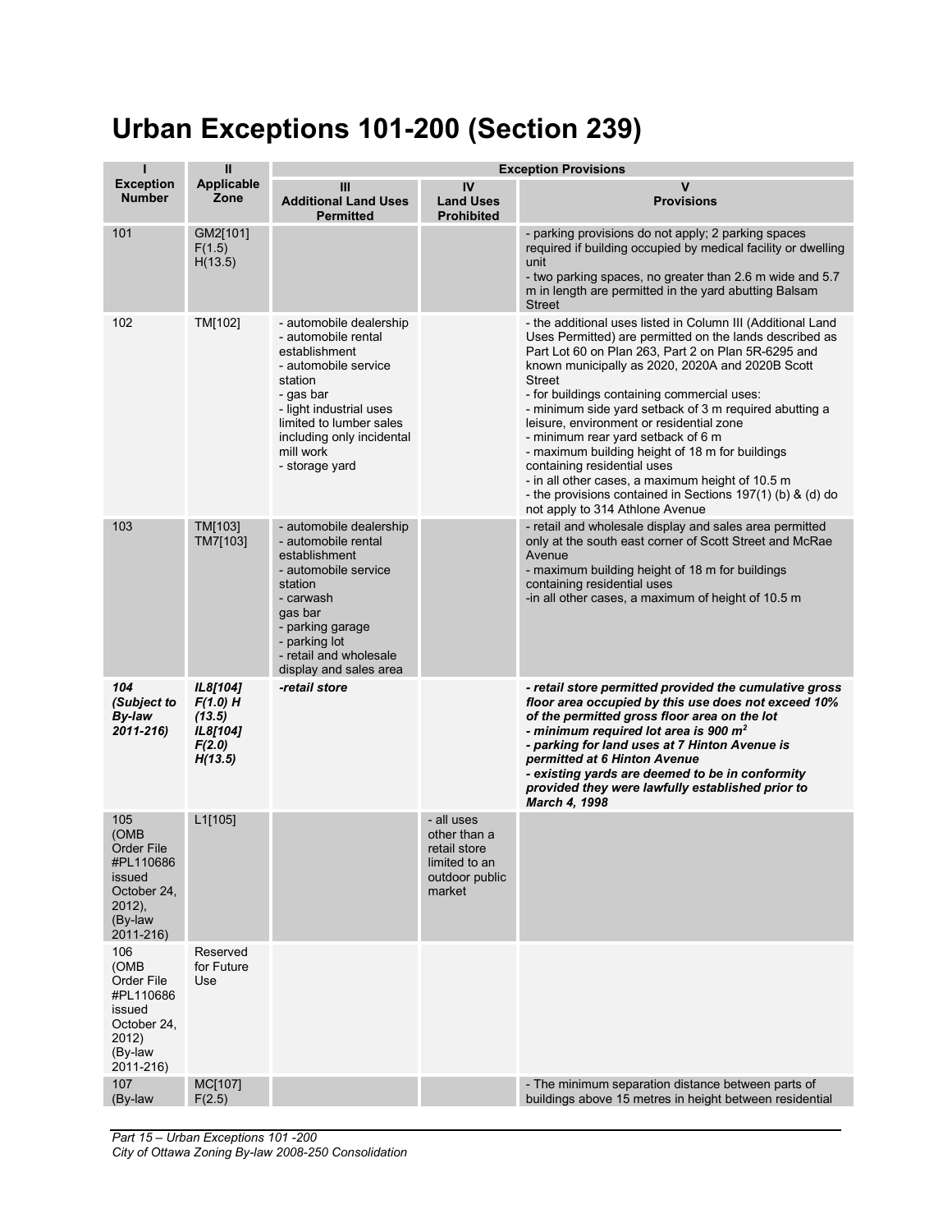# Urban Exceptions 101-200 (Section 239)

| I<br>Exception Number | II<br>Applicable Zone | Exception Provisions | | |
|---|---|---|---|---|
| | | III<br>Additional Land Uses Permitted | IV<br>Land Uses Prohibited | V<br>Provisions |
| 101 | GM2[101]<br>F(1.5)<br>H(13.5) | | | - parking provisions do not apply; 2 parking spaces required if building occupied by medical facility or dwelling unit<br>- two parking spaces, no greater than 2.6 m wide and 5.7 m in length are permitted in the yard abutting Balsam Street |
| 102 | TM[102] | - automobile dealership<br>- automobile rental establishment<br>- automobile service station<br>- gas bar<br>- light industrial uses limited to lumber sales including only incidental mill work<br>- storage yard | | - the additional uses listed in Column III (Additional Land Uses Permitted) are permitted on the lands described as Part Lot 60 on Plan 263, Part 2 on Plan 5R-6295 and known municipally as 2020, 2020A and 2020B Scott Street<br>- for buildings containing commercial uses:<br>- minimum side yard setback of 3 m required abutting a leisure, environment or residential zone<br>- minimum rear yard setback of 6 m<br>- maximum building height of 18 m for buildings containing residential uses<br>- in all other cases, a maximum height of 10.5 m<br>- the provisions contained in Sections 197(1) (b) & (d) do not apply to 314 Athlone Avenue |
| 103 | TM[103]<br>TM7[103] | - automobile dealership<br>- automobile rental establishment<br>- automobile service station<br>- carwash<br>gas bar<br>- parking garage<br>- parking lot<br>- retail and wholesale display and sales area | | - retail and wholesale display and sales area permitted only at the south east corner of Scott Street and McRae Avenue<br>- maximum building height of 18 m for buildings containing residential uses<br>-in all other cases, a maximum of height of 10.5 m |
| ***104 (Subject to By-law 2011-216)*** | ***IL8[104] F(1.0) H (13.5) IL8[104] F(2.0) H(13.5)*** | ***-retail store*** | | ***- retail store permitted provided the cumulative gross floor area occupied by this use does not exceed 10% of the permitted gross floor area on the lot***<br>***- minimum required lot area is 900 m²***<br>***- parking for land uses at 7 Hinton Avenue is permitted at 6 Hinton Avenue***<br>***- existing yards are deemed to be in conformity provided they were lawfully established prior to March 4, 1998*** |
| 105<br>(OMB Order File #PL110686 issued October 24, 2012), (By-law 2011-216) | L1[105] | | - all uses other than a retail store limited to an outdoor public market | |
| 106<br>(OMB Order File #PL110686 issued October 24, 2012) (By-law 2011-216) | Reserved for Future Use | | | |
| 107<br>(By-law | MC[107]<br>F(2.5) | | | - The minimum separation distance between parts of buildings above 15 metres in height between residential |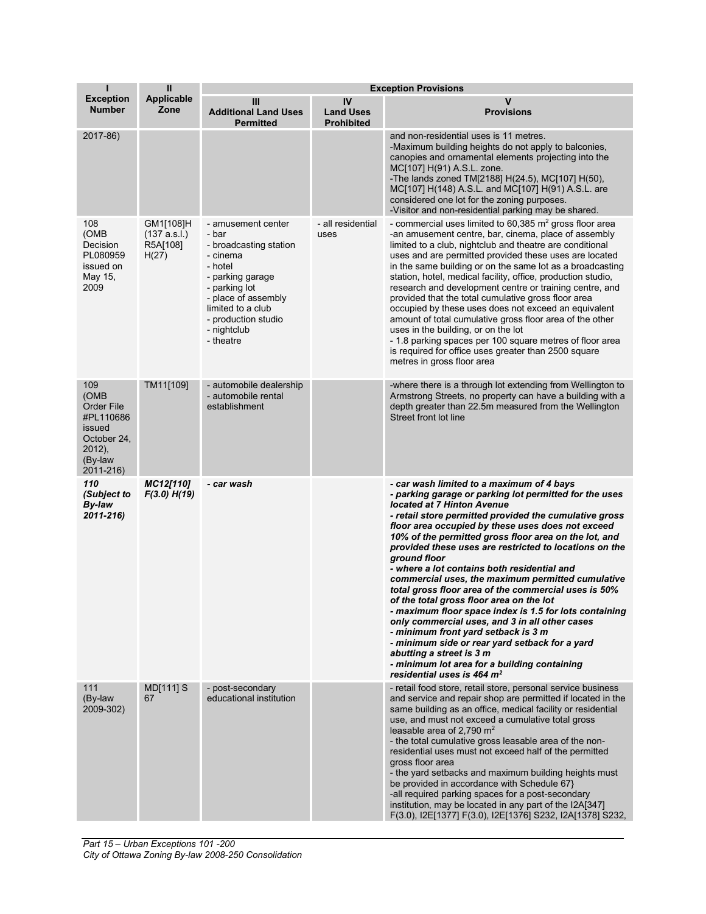| I | II | Exception Provisions | | |
|---|---|---|---|---|
| **Exception Number** | **Applicable Zone** | **III Additional Land Uses Permitted** | **IV Land Uses Prohibited** | **V Provisions** |
| 2017-86) | | | | and non-residential uses is 11 metres.<br>-Maximum building heights do not apply to balconies, canopies and ornamental elements projecting into the MC[107] H(91) A.S.L. zone.<br>-The lands zoned TM[2188] H(24.5), MC[107] H(50), MC[107] H(148) A.S.L. and MC[107] H(91) A.S.L. are considered one lot for the zoning purposes.<br>-Visitor and non-residential parking may be shared. |
| 108 (OMB Decision PL080959 issued on May 15, 2009 | GM1[108]H (137 a.s.l.) R5A[108] H(27) | - amusement center<br>- bar<br>- broadcasting station<br>- cinema<br>- hotel<br>- parking garage<br>- parking lot<br>- place of assembly limited to a club<br>- production studio<br>- nightclub<br>- theatre | - all residential uses | - commercial uses limited to 60,385 m$^2$ gross floor area<br>-an amusement centre, bar, cinema, place of assembly limited to a club, nightclub and theatre are conditional uses and are permitted provided these uses are located in the same building or on the same lot as a broadcasting station, hotel, medical facility, office, production studio, research and development centre or training centre, and provided that the total cumulative gross floor area occupied by these uses does not exceed an equivalent amount of total cumulative gross floor area of the other uses in the building, or on the lot<br>- 1.8 parking spaces per 100 square metres of floor area is required for office uses greater than 2500 square metres in gross floor area |
| 109 (OMB Order File #PL110686 issued October 24, 2012), (By-law 2011-216) | TM11[109] | - automobile dealership<br>- automobile rental establishment | | -where there is a through lot extending from Wellington to Armstrong Streets, no property can have a building with a depth greater than 22.5m measured from the Wellington Street front lot line |
| ***110 (Subject to By-law 2011-216)*** | ***MC12[110] F(3.0) H(19)*** | ***- car wash*** | | ***- car wash limited to a maximum of 4 bays<br>- parking garage or parking lot permitted for the uses located at 7 Hinton Avenue<br>- retail store permitted provided the cumulative gross floor area occupied by these uses does not exceed 10% of the permitted gross floor area on the lot, and provided these uses are restricted to locations on the ground floor<br>- where a lot contains both residential and commercial uses, the maximum permitted cumulative total gross floor area of the commercial uses is 50% of the total gross floor area on the lot<br>- maximum floor space index is 1.5 for lots containing only commercial uses, and 3 in all other cases<br>- minimum front yard setback is 3 m<br>- minimum side or rear yard setback for a yard abutting a street is 3 m<br>- minimum lot area for a building containing residential uses is 464 m$^2$*** |
| 111 (By-law 2009-302) | MD[111] S 67 | - post-secondary educational institution | | - retail food store, retail store, personal service business and service and repair shop are permitted if located in the same building as an office, medical facility or residential use, and must not exceed a cumulative total gross leasable area of 2,790 m$^2$<br>- the total cumulative gross leasable area of the non-residential uses must not exceed half of the permitted gross floor area<br>- the yard setbacks and maximum building heights must be provided in accordance with Schedule 67}<br>-all required parking spaces for a post-secondary institution, may be located in any part of the I2A[347] F(3.0), I2E[1377] F(3.0), I2E[1376] S232, I2A[1378] S232, |

Part 15 – Urban Exceptions 101 -200
City of Ottawa Zoning By-law 2008-250 Consolidation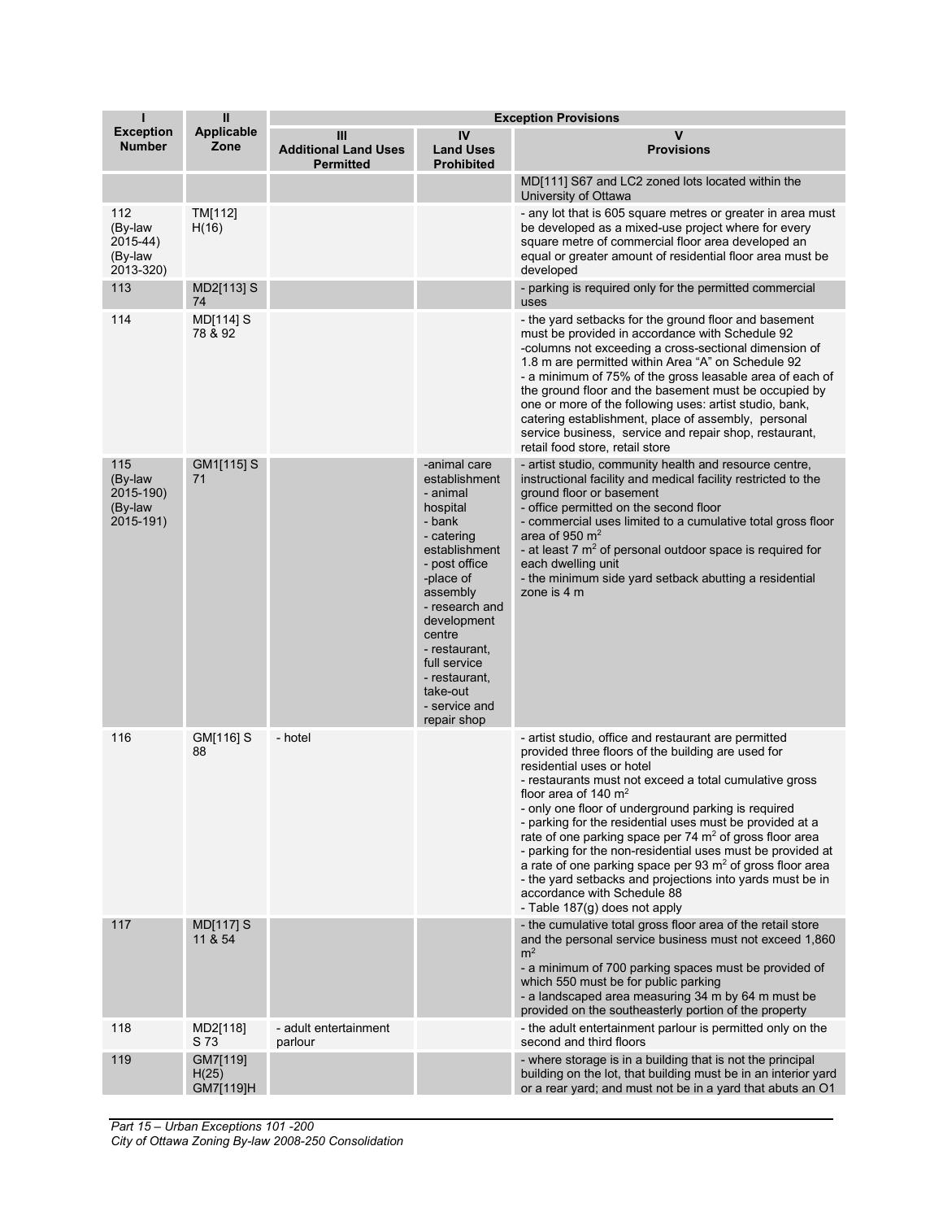| I | II | Exception Provisions | | |
|---|---|---|---|---|
| **Exception Number** | **Applicable Zone** | **III Additional Land Uses Permitted** | **IV Land Uses Prohibited** | **V Provisions** |
| | | | | MD[111] S67 and LC2 zoned lots located within the University of Ottawa |
| 112 (By-law 2015-44) (By-law 2013-320) | TM[112] H(16) | | | - any lot that is 605 square metres or greater in area must be developed as a mixed-use project where for every square metre of commercial floor area developed an equal or greater amount of residential floor area must be developed |
| 113 | MD2[113] S 74 | | | - parking is required only for the permitted commercial uses |
| 114 | MD[114] S 78 & 92 | | | - the yard setbacks for the ground floor and basement must be provided in accordance with Schedule 92<br>-columns not exceeding a cross-sectional dimension of 1.8 m are permitted within Area "A" on Schedule 92<br>- a minimum of 75% of the gross leasable area of each of the ground floor and the basement must be occupied by one or more of the following uses: artist studio, bank, catering establishment, place of assembly, personal service business, service and repair shop, restaurant, retail food store, retail store |
| 115 (By-law 2015-190) (By-law 2015-191) | GM1[115] S 71 | | -animal care establishment<br>- animal hospital<br>- bank<br>- catering establishment<br>- post office<br>-place of assembly<br>- research and development centre<br>- restaurant, full service<br>- restaurant, take-out<br>- service and repair shop | - artist studio, community health and resource centre, instructional facility and medical facility restricted to the ground floor or basement<br>- office permitted on the second floor<br>- commercial uses limited to a cumulative total gross floor area of 950 $m^2$<br>- at least 7 $m^2$ of personal outdoor space is required for each dwelling unit<br>- the minimum side yard setback abutting a residential zone is 4 m |
| 116 | GM[116] S 88 | - hotel | | - artist studio, office and restaurant are permitted provided three floors of the building are used for residential uses or hotel<br>- restaurants must not exceed a total cumulative gross floor area of 140 $m^2$<br>- only one floor of underground parking is required<br>- parking for the residential uses must be provided at a rate of one parking space per 74 $m^2$ of gross floor area<br>- parking for the non-residential uses must be provided at a rate of one parking space per 93 $m^2$ of gross floor area<br>- the yard setbacks and projections into yards must be in accordance with Schedule 88<br>- Table 187(g) does not apply |
| 117 | MD[117] S 11 & 54 | | | - the cumulative total gross floor area of the retail store and the personal service business must not exceed 1,860 $m^2$<br>- a minimum of 700 parking spaces must be provided of which 550 must be for public parking<br>- a landscaped area measuring 34 m by 64 m must be provided on the southeasterly portion of the property |
| 118 | MD2[118] S 73 | - adult entertainment parlour | | - the adult entertainment parlour is permitted only on the second and third floors |
| 119 | GM7[119] H(25) GM7[119]H | | | - where storage is in a building that is not the principal building on the lot, that building must be in an interior yard or a rear yard; and must not be in a yard that abuts an O1 |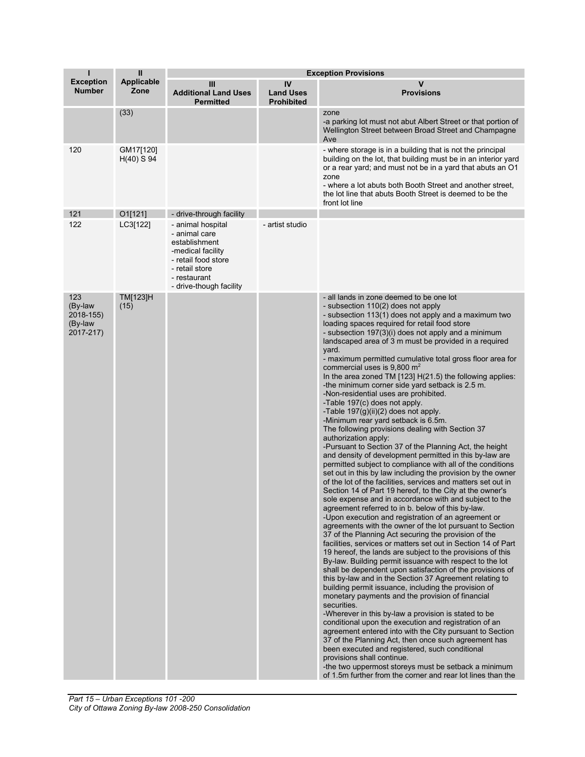| I<br>Exception Number | II<br>Applicable Zone | Exception Provisions | | |
|---|---|---|---|---|
| | | III<br>Additional Land Uses Permitted | IV<br>Land Uses Prohibited | V<br>Provisions |
| | (33) | | | zone<br>-a parking lot must not abut Albert Street or that portion of Wellington Street between Broad Street and Champagne Ave |
| 120 | GM17[120] H(40) S 94 | | | - where storage is in a building that is not the principal building on the lot, that building must be in an interior yard or a rear yard; and must not be in a yard that abuts an O1 zone<br>- where a lot abuts both Booth Street and another street, the lot line that abuts Booth Street is deemed to be the front lot line |
| 121 | O1[121] | - drive-through facility | | |
| 122 | LC3[122] | - animal hospital<br>- animal care establishment<br>-medical facility<br>- retail food store<br>- retail store<br>- restaurant<br>- drive-though facility | - artist studio | |
| 123 (By-law 2018-155) (By-law 2017-217) | TM[123]H (15) | | | - all lands in zone deemed to be one lot<br>- subsection 110(2) does not apply<br>- subsection 113(1) does not apply and a maximum two loading spaces required for retail food store<br>- subsection 197(3)(i) does not apply and a minimum landscaped area of 3 m must be provided in a required yard.<br>- maximum permitted cumulative total gross floor area for commercial uses is 9,800 m$^2$<br>In the area zoned TM [123] H(21.5) the following applies:<br>-the minimum corner side yard setback is 2.5 m.<br>-Non-residential uses are prohibited.<br>-Table 197(c) does not apply.<br>-Table 197(g)(ii)(2) does not apply.<br>-Minimum rear yard setback is 6.5m.<br>The following provisions dealing with Section 37 authorization apply:<br>-Pursuant to Section 37 of the Planning Act, the height and density of development permitted in this by-law are permitted subject to compliance with all of the conditions set out in this by law including the provision by the owner of the lot of the facilities, services and matters set out in Section 14 of Part 19 hereof, to the City at the owner's sole expense and in accordance with and subject to the agreement referred to in b. below of this by-law.<br>-Upon execution and registration of an agreement or agreements with the owner of the lot pursuant to Section 37 of the Planning Act securing the provision of the facilities, services or matters set out in Section 14 of Part 19 hereof, the lands are subject to the provisions of this By-law. Building permit issuance with respect to the lot shall be dependent upon satisfaction of the provisions of this by-law and in the Section 37 Agreement relating to building permit issuance, including the provision of monetary payments and the provision of financial securities.<br>-Wherever in this by-law a provision is stated to be conditional upon the execution and registration of an agreement entered into with the City pursuant to Section 37 of the Planning Act, then once such agreement has been executed and registered, such conditional provisions shall continue.<br>-the two uppermost storeys must be setback a minimum of 1.5m further from the corner and rear lot lines than the |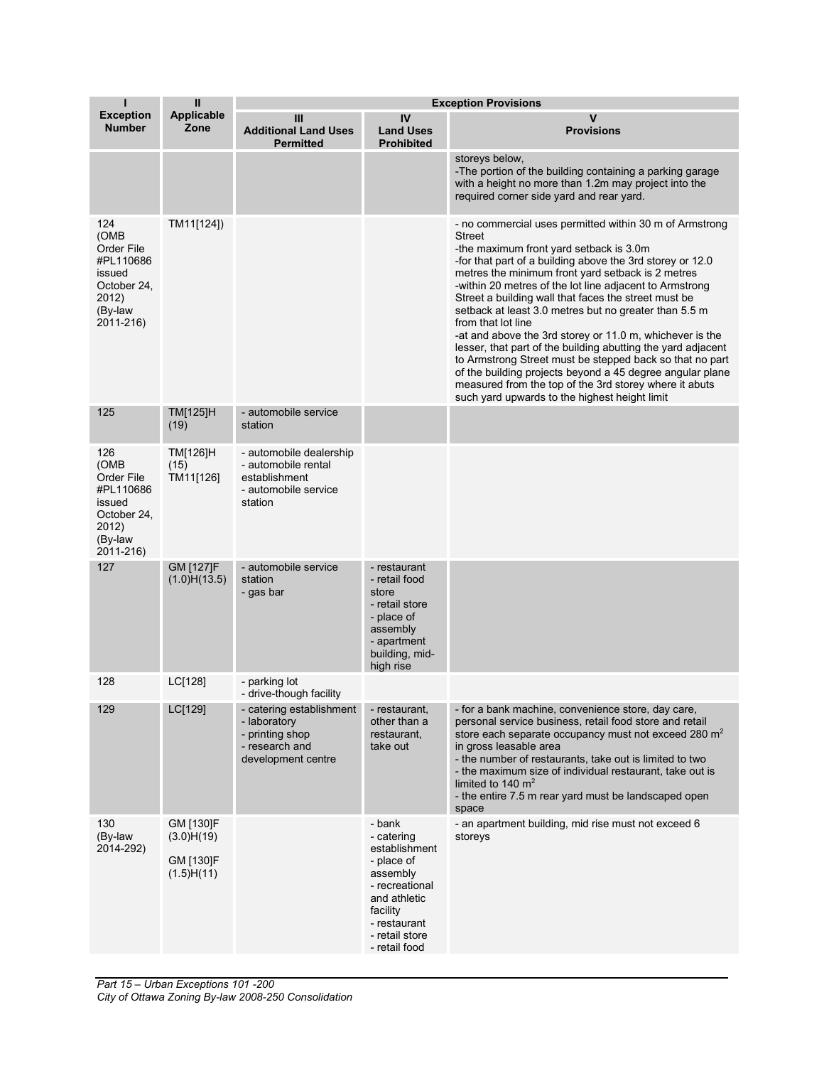| I<br>Exception Number | II<br>Applicable Zone | Exception Provisions | | |
|---|---|---|---|---|
| | | III<br>Additional Land Uses Permitted | IV<br>Land Uses Prohibited | V<br>Provisions |
| | | | | storeys below,<br>-The portion of the building containing a parking garage with a height no more than 1.2m may project into the required corner side yard and rear yard. |
| 124<br>(OMB Order File #PL110686 issued October 24, 2012)<br>(By-law 2011-216) | TM11[124]) | | | - no commercial uses permitted within 30 m of Armstrong Street<br>-the maximum front yard setback is 3.0m<br>-for that part of a building above the 3rd storey or 12.0 metres the minimum front yard setback is 2 metres<br>-within 20 metres of the lot line adjacent to Armstrong Street a building wall that faces the street must be setback at least 3.0 metres but no greater than 5.5 m from that lot line<br>-at and above the 3rd storey or 11.0 m, whichever is the lesser, that part of the building abutting the yard adjacent to Armstrong Street must be stepped back so that no part of the building projects beyond a 45 degree angular plane measured from the top of the 3rd storey where it abuts such yard upwards to the highest height limit |
| 125 | TM[125]H (19) | - automobile service station | | |
| 126<br>(OMB Order File #PL110686 issued October 24, 2012)<br>(By-law 2011-216) | TM[126]H (15)<br>TM11[126] | - automobile dealership<br>- automobile rental establishment<br>- automobile service station | | |
| 127 | GM [127]F (1.0)H(13.5) | - automobile service station<br>- gas bar | - restaurant<br>- retail food store<br>- retail store<br>- place of assembly<br>- apartment building, mid-high rise | |
| 128 | LC[128] | - parking lot<br>- drive-though facility | | |
| 129 | LC[129] | - catering establishment<br>- laboratory<br>- printing shop<br>- research and development centre | - restaurant, other than a restaurant, take out | - for a bank machine, convenience store, day care, personal service business, retail food store and retail store each separate occupancy must not exceed 280 m$^2$ in gross leasable area<br>- the number of restaurants, take out is limited to two<br>- the maximum size of individual restaurant, take out is limited to 140 m$^2$<br>- the entire 7.5 m rear yard must be landscaped open space |
| 130<br>(By-law 2014-292) | GM [130]F (3.0)H(19)<br>GM [130]F (1.5)H(11) | | - bank<br>- catering establishment<br>- place of assembly<br>- recreational and athletic facility<br>- restaurant<br>- retail store<br>- retail food | - an apartment building, mid rise must not exceed 6 storeys |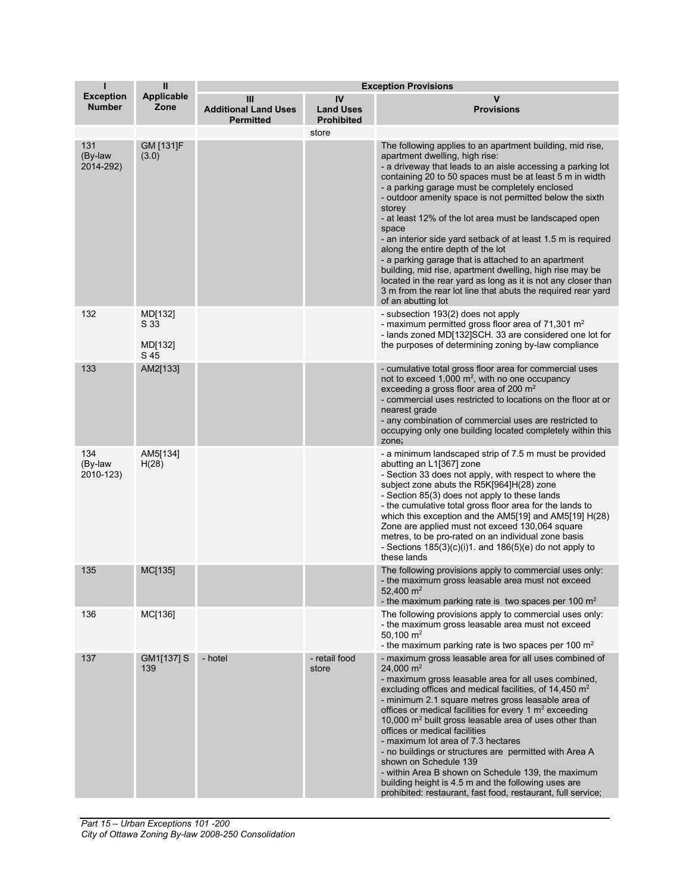| I<br>Exception Number | II<br>Applicable Zone | Exception Provisions | | |
|---|---|---|---|---|
| | | III<br>Additional Land Uses Permitted | IV<br>Land Uses Prohibited | V<br>Provisions |
| | | | store | |
| 131<br>(By-law 2014-292) | GM [131]F (3.0) | | | The following applies to an apartment building, mid rise, apartment dwelling, high rise:<br>- a driveway that leads to an aisle accessing a parking lot containing 20 to 50 spaces must be at least 5 m in width<br>- a parking garage must be completely enclosed<br>- outdoor amenity space is not permitted below the sixth storey<br>- at least 12% of the lot area must be landscaped open space<br>- an interior side yard setback of at least 1.5 m is required along the entire depth of the lot<br>- a parking garage that is attached to an apartment building, mid rise, apartment dwelling, high rise may be located in the rear yard as long as it is not any closer than 3 m from the rear lot line that abuts the required rear yard of an abutting lot |
| 132 | MD[132] S 33<br><br>MD[132] S 45 | | | - subsection 193(2) does not apply<br>- maximum permitted gross floor area of 71,301 m$^2$<br>- lands zoned MD[132]SCH. 33 are considered one lot for the purposes of determining zoning by-law compliance |
| 133 | AM2[133] | | | - cumulative total gross floor area for commercial uses not to exceed 1,000 m$^2$, with no one occupancy exceeding a gross floor area of 200 m$^2$<br>- commercial uses restricted to locations on the floor at or nearest grade<br>- any combination of commercial uses are restricted to occupying only one building located completely within this zone; |
| 134<br>(By-law 2010-123) | AM5[134] H(28) | | | - a minimum landscaped strip of 7.5 m must be provided abutting an L1[367] zone<br>- Section 33 does not apply, with respect to where the subject zone abuts the R5K[964]H(28) zone<br>- Section 85(3) does not apply to these lands<br>- the cumulative total gross floor area for the lands to which this exception and the AM5[19] and AM5[19] H(28) Zone are applied must not exceed 130,064 square metres, to be pro-rated on an individual zone basis<br>- Sections 185(3)(c)(i)1. and 186(5)(e) do not apply to these lands |
| 135 | MC[135] | | | The following provisions apply to commercial uses only:<br>- the maximum gross leasable area must not exceed 52,400 m$^2$<br>- the maximum parking rate is two spaces per 100 m$^2$ |
| 136 | MC[136] | | | The following provisions apply to commercial uses only:<br>- the maximum gross leasable area must not exceed 50,100 m$^2$<br>- the maximum parking rate is two spaces per 100 m$^2$ |
| 137 | GM1[137] S 139 | - hotel | - retail food store | - maximum gross leasable area for all uses combined of 24,000 m$^2$<br>- maximum gross leasable area for all uses combined, excluding offices and medical facilities, of 14,450 m$^2$<br>- minimum 2.1 square metres gross leasable area of offices or medical facilities for every 1 m$^2$ exceeding 10,000 m$^2$ built gross leasable area of uses other than offices or medical facilities<br>- maximum lot area of 7.3 hectares<br>- no buildings or structures are permitted with Area A shown on Schedule 139<br>- within Area B shown on Schedule 139, the maximum building height is 4.5 m and the following uses are prohibited: restaurant, fast food, restaurant, full service; |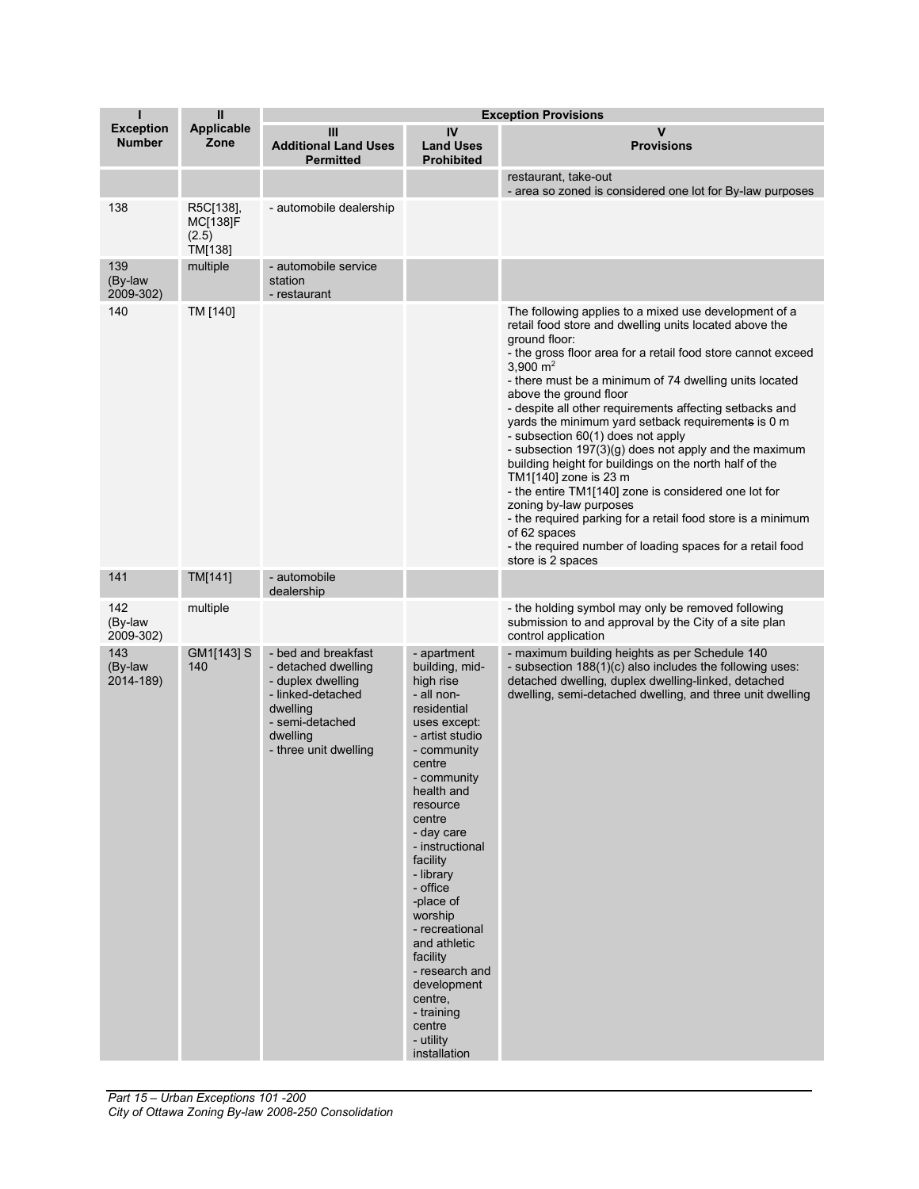| I<br>Exception Number | II<br>Applicable Zone | Exception Provisions | | |
|---|---|---|---|---|
| | | III<br>Additional Land Uses Permitted | IV<br>Land Uses Prohibited | V<br>Provisions |
| | | | | restaurant, take-out<br>- area so zoned is considered one lot for By-law purposes |
| 138 | R5C[138], MC[138]F (2.5) TM[138] | - automobile dealership | | |
| 139 (By-law 2009-302) | multiple | - automobile service station<br>- restaurant | | |
| 140 | TM [140] | | | The following applies to a mixed use development of a retail food store and dwelling units located above the ground floor:<br>- the gross floor area for a retail food store cannot exceed 3,900 $m^2$<br>- there must be a minimum of 74 dwelling units located above the ground floor<br>- despite all other requirements affecting setbacks and yards the minimum yard setback requirements is 0 m<br>- subsection 60(1) does not apply<br>- subsection 197(3)(g) does not apply and the maximum building height for buildings on the north half of the TM1[140] zone is 23 m<br>- the entire TM1[140] zone is considered one lot for zoning by-law purposes<br>- the required parking for a retail food store is a minimum of 62 spaces<br>- the required number of loading spaces for a retail food store is 2 spaces |
| 141 | TM[141] | - automobile dealership | | |
| 142 (By-law 2009-302) | multiple | | | - the holding symbol may only be removed following submission to and approval by the City of a site plan control application |
| 143 (By-law 2014-189) | GM1[143] S 140 | - bed and breakfast<br>- detached dwelling<br>- duplex dwelling<br>- linked-detached dwelling<br>- semi-detached dwelling<br>- three unit dwelling | - apartment building, mid-high rise<br>- all non-residential uses except:<br>- artist studio<br>- community centre<br>- community health and resource centre<br>- day care<br>- instructional facility<br>- library<br>- office<br>-place of worship<br>- recreational and athletic facility<br>- research and development centre,<br>- training centre<br>- utility installation | - maximum building heights as per Schedule 140<br>- subsection 188(1)(c) also includes the following uses: detached dwelling, duplex dwelling-linked, detached dwelling, semi-detached dwelling, and three unit dwelling |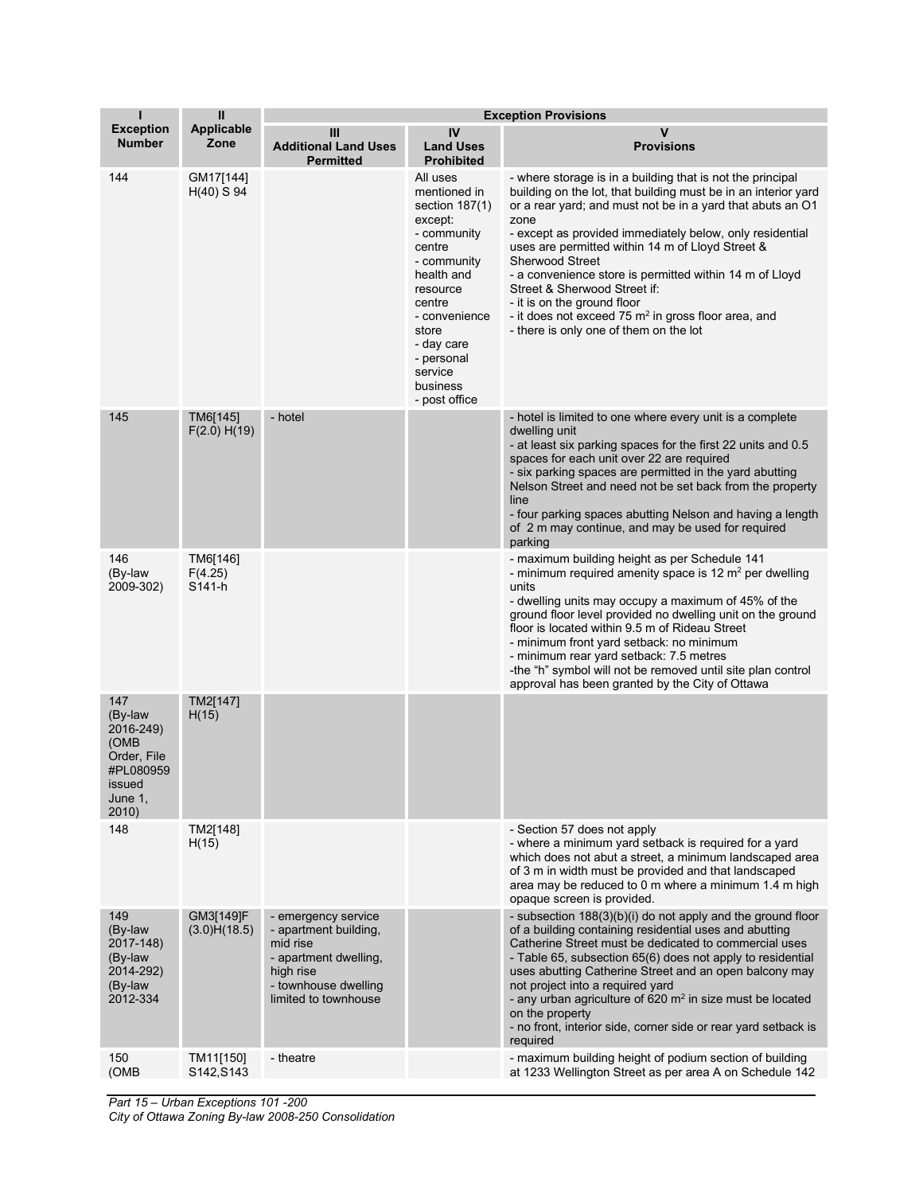| I<br>Exception Number | II<br>Applicable Zone | Exception Provisions | | |
|---|---|---|---|---|
| | | III<br>Additional Land Uses Permitted | IV<br>Land Uses Prohibited | V<br>Provisions |
| 144 | GM17[144] H(40) S 94 | | All uses mentioned in section 187(1) except:<br>- community centre<br>- community health and resource centre<br>- convenience store<br>- day care<br>- personal service business<br>- post office | - where storage is in a building that is not the principal building on the lot, that building must be in an interior yard or a rear yard; and must not be in a yard that abuts an O1 zone<br>- except as provided immediately below, only residential uses are permitted within 14 m of Lloyd Street & Sherwood Street<br>- a convenience store is permitted within 14 m of Lloyd Street & Sherwood Street if:<br>- it is on the ground floor<br>- it does not exceed 75 $m^2$ in gross floor area, and<br>- there is only one of them on the lot |
| 145 | TM6[145] F(2.0) H(19) | - hotel | | - hotel is limited to one where every unit is a complete dwelling unit<br>- at least six parking spaces for the first 22 units and 0.5 spaces for each unit over 22 are required<br>- six parking spaces are permitted in the yard abutting Nelson Street and need not be set back from the property line<br>- four parking spaces abutting Nelson and having a length of 2 m may continue, and may be used for required parking |
| 146 (By-law 2009-302) | TM6[146] F(4.25) S141-h | | | - maximum building height as per Schedule 141<br>- minimum required amenity space is 12 $m^2$ per dwelling units<br>- dwelling units may occupy a maximum of 45% of the ground floor level provided no dwelling unit on the ground floor is located within 9.5 m of Rideau Street<br>- minimum front yard setback: no minimum<br>- minimum rear yard setback: 7.5 metres<br>-the "h" symbol will not be removed until site plan control approval has been granted by the City of Ottawa |
| 147 (By-law 2016-249) (OMB Order, File #PL080959 issued June 1, 2010) | TM2[147] H(15) | | | |
| 148 | TM2[148] H(15) | | | - Section 57 does not apply<br>- where a minimum yard setback is required for a yard which does not abut a street, a minimum landscaped area of 3 m in width must be provided and that landscaped area may be reduced to 0 m where a minimum 1.4 m high opaque screen is provided. |
| 149 (By-law 2017-148) (By-law 2014-292) (By-law 2012-334 | GM3[149]F (3.0)H(18.5) | - emergency service<br>- apartment building, mid rise<br>- apartment dwelling, high rise<br>- townhouse dwelling limited to townhouse | | - subsection 188(3)(b)(i) do not apply and the ground floor of a building containing residential uses and abutting Catherine Street must be dedicated to commercial uses<br>- Table 65, subsection 65(6) does not apply to residential uses abutting Catherine Street and an open balcony may not project into a required yard<br>- any urban agriculture of 620 $m^2$ in size must be located on the property<br>- no front, interior side, corner side or rear yard setback is required |
| 150 (OMB | TM11[150] S142,S143 | - theatre | | - maximum building height of podium section of building at 1233 Wellington Street as per area A on Schedule 142 |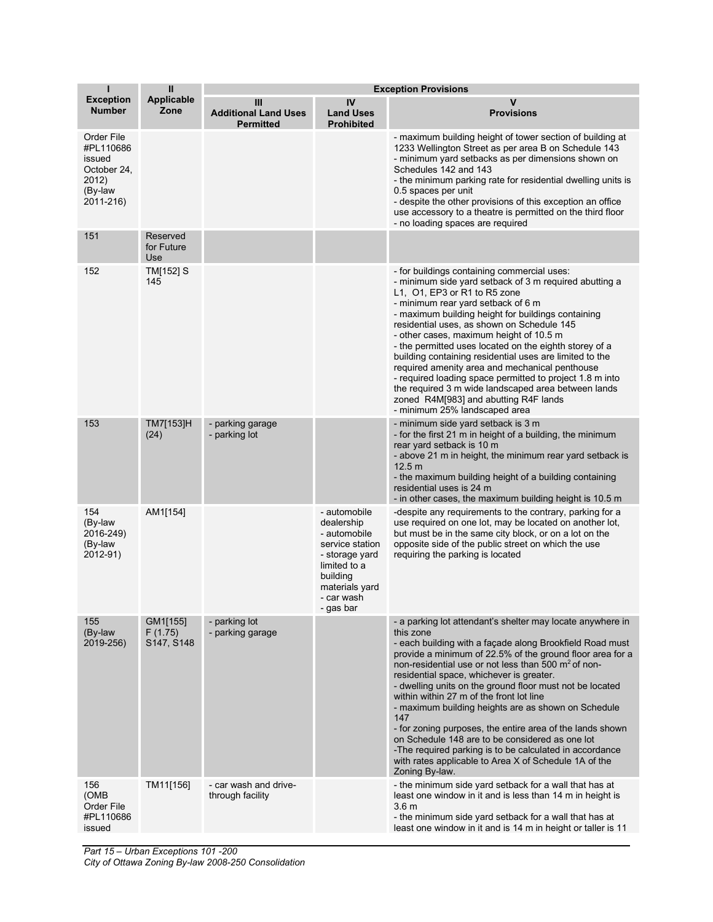| I<br>Exception Number | II<br>Applicable Zone | Exception Provisions | | |
|---|---|---|---|---|
| | | III<br>Additional Land Uses Permitted | IV<br>Land Uses Prohibited | V<br>Provisions |
| Order File #PL110686 issued October 24, 2012) (By-law 2011-216) | | | | - maximum building height of tower section of building at 1233 Wellington Street as per area B on Schedule 143<br>- minimum yard setbacks as per dimensions shown on Schedules 142 and 143<br>- the minimum parking rate for residential dwelling units is 0.5 spaces per unit<br>- despite the other provisions of this exception an office use accessory to a theatre is permitted on the third floor<br>- no loading spaces are required |
| 151 | Reserved for Future Use | | | |
| 152 | TM[152] S 145 | | | - for buildings containing commercial uses:<br>- minimum side yard setback of 3 m required abutting a L1, O1, EP3 or R1 to R5 zone<br>- minimum rear yard setback of 6 m<br>- maximum building height for buildings containing residential uses, as shown on Schedule 145<br>- other cases, maximum height of 10.5 m<br>- the permitted uses located on the eighth storey of a building containing residential uses are limited to the required amenity area and mechanical penthouse<br>- required loading space permitted to project 1.8 m into the required 3 m wide landscaped area between lands zoned R4M[983] and abutting R4F lands<br>- minimum 25% landscaped area |
| 153 | TM7[153]H (24) | - parking garage<br>- parking lot | | - minimum side yard setback is 3 m<br>- for the first 21 m in height of a building, the minimum rear yard setback is 10 m<br>- above 21 m in height, the minimum rear yard setback is 12.5 m<br>- the maximum building height of a building containing residential uses is 24 m<br>- in other cases, the maximum building height is 10.5 m |
| 154 (By-law 2016-249) (By-law 2012-91) | AM1[154] | | - automobile dealership<br>- automobile service station<br>- storage yard limited to a building materials yard<br>- car wash<br>- gas bar | -despite any requirements to the contrary, parking for a use required on one lot, may be located on another lot, but must be in the same city block, or on a lot on the opposite side of the public street on which the use requiring the parking is located |
| 155 (By-law 2019-256) | GM1[155] F (1.75) S147, S148 | - parking lot<br>- parking garage | | - a parking lot attendant's shelter may locate anywhere in this zone<br>- each building with a façade along Brookfield Road must provide a minimum of 22.5% of the ground floor area for a non-residential use or not less than 500 m$^2$ of non-residential space, whichever is greater.<br>- dwelling units on the ground floor must not be located within within 27 m of the front lot line<br>- maximum building heights are as shown on Schedule 147<br>- for zoning purposes, the entire area of the lands shown on Schedule 148 are to be considered as one lot<br>-The required parking is to be calculated in accordance with rates applicable to Area X of Schedule 1A of the Zoning By-law. |
| 156 (OMB Order File #PL110686 issued | TM11[156] | - car wash and drive-through facility | | - the minimum side yard setback for a wall that has at least one window in it and is less than 14 m in height is 3.6 m<br>- the minimum side yard setback for a wall that has at least one window in it and is 14 m in height or taller is 11 |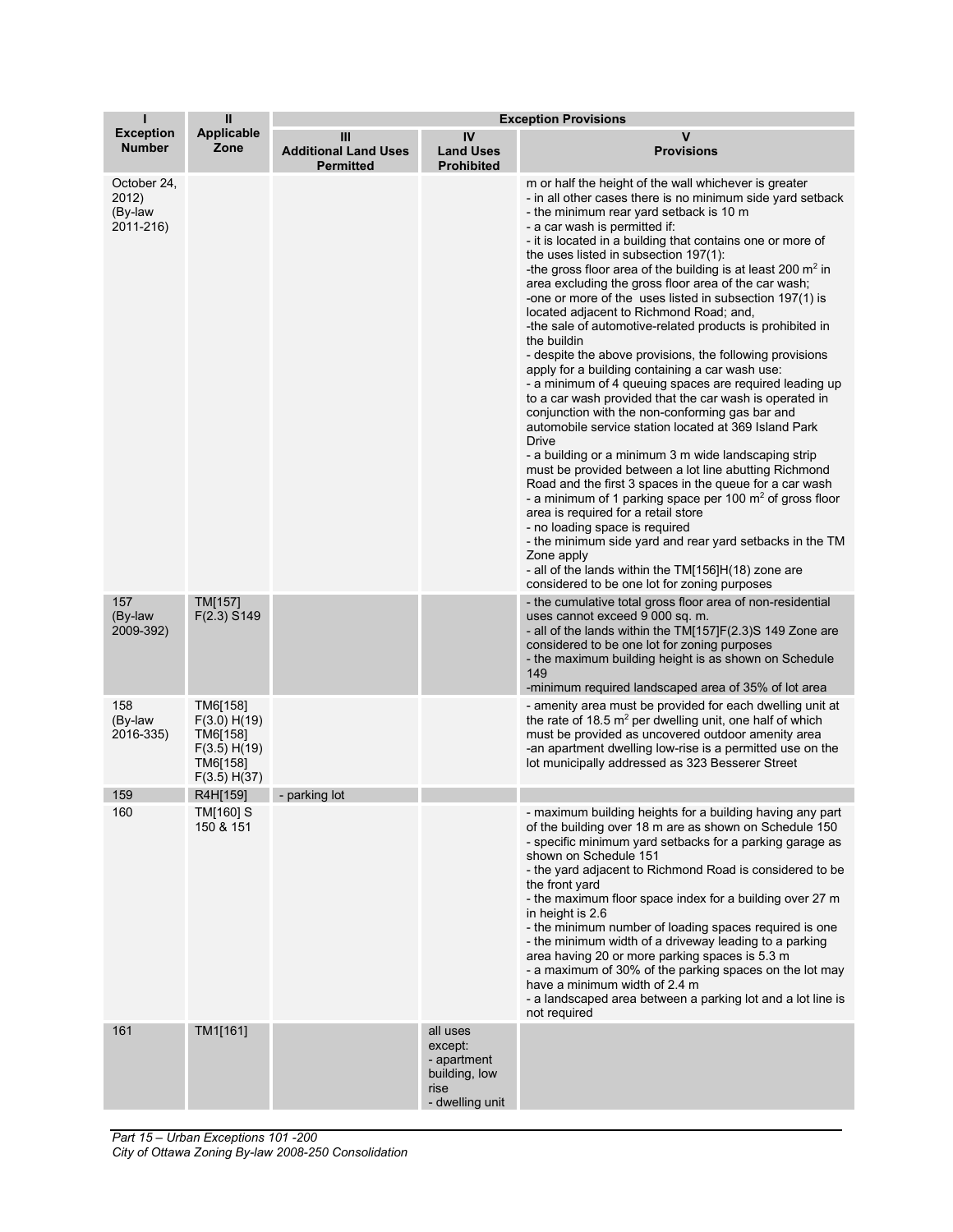| I | II | Exception Provisions | | |
|---|---|---|---|---|
| **Exception Number** | **Applicable Zone** | **III Additional Land Uses Permitted** | **IV Land Uses Prohibited** | **V Provisions** |
| October 24, 2012) (By-law 2011-216) | | | | m or half the height of the wall whichever is greater<br>- in all other cases there is no minimum side yard setback<br>- the minimum rear yard setback is 10 m<br>- a car wash is permitted if:<br>- it is located in a building that contains one or more of the uses listed in subsection 197(1):<br>-the gross floor area of the building is at least 200 m$^2$ in area excluding the gross floor area of the car wash;<br>-one or more of the uses listed in subsection 197(1) is located adjacent to Richmond Road; and,<br>-the sale of automotive-related products is prohibited in the buildin<br>- despite the above provisions, the following provisions apply for a building containing a car wash use:<br>- a minimum of 4 queuing spaces are required leading up to a car wash provided that the car wash is operated in conjunction with the non-conforming gas bar and automobile service station located at 369 Island Park Drive<br>- a building or a minimum 3 m wide landscaping strip must be provided between a lot line abutting Richmond Road and the first 3 spaces in the queue for a car wash<br>- a minimum of 1 parking space per 100 m$^2$ of gross floor area is required for a retail store<br>- no loading space is required<br>- the minimum side yard and rear yard setbacks in the TM Zone apply<br>- all of the lands within the TM[156]H(18) zone are considered to be one lot for zoning purposes |
| 157 (By-law 2009-392) | TM[157] F(2.3) S149 | | | - the cumulative total gross floor area of non-residential uses cannot exceed 9 000 sq. m.<br>- all of the lands within the TM[157]F(2.3)S 149 Zone are considered to be one lot for zoning purposes<br>- the maximum building height is as shown on Schedule 149<br>-minimum required landscaped area of 35% of lot area |
| 158 (By-law 2016-335) | TM6[158] F(3.0) H(19) TM6[158] F(3.5) H(19) TM6[158] F(3.5) H(37) | | | - amenity area must be provided for each dwelling unit at the rate of 18.5 m$^2$ per dwelling unit, one half of which must be provided as uncovered outdoor amenity area<br>-an apartment dwelling low-rise is a permitted use on the lot municipally addressed as 323 Besserer Street |
| 159 | R4H[159] | - parking lot | | |
| 160 | TM[160] S 150 & 151 | | | - maximum building heights for a building having any part of the building over 18 m are as shown on Schedule 150<br>- specific minimum yard setbacks for a parking garage as shown on Schedule 151<br>- the yard adjacent to Richmond Road is considered to be the front yard<br>- the maximum floor space index for a building over 27 m in height is 2.6<br>- the minimum number of loading spaces required is one<br>- the minimum width of a driveway leading to a parking area having 20 or more parking spaces is 5.3 m<br>- a maximum of 30% of the parking spaces on the lot may have a minimum width of 2.4 m<br>- a landscaped area between a parking lot and a lot line is not required |
| 161 | TM1[161] | | all uses except:<br>- apartment building, low rise<br>- dwelling unit | |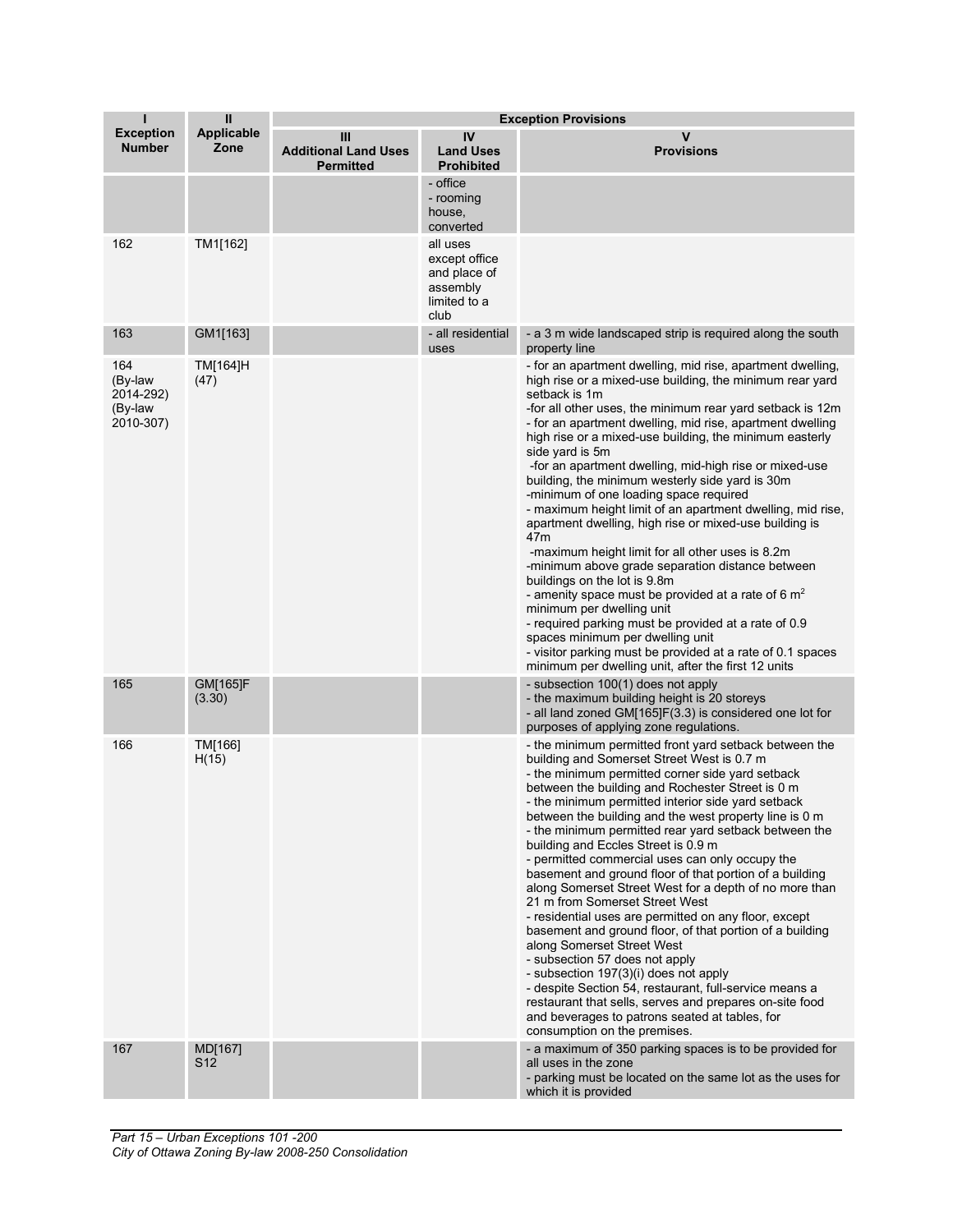| I<br>Exception Number | II<br>Applicable Zone | Exception Provisions | | |
|---|---|---|---|---|
| | | III<br>Additional Land Uses Permitted | IV<br>Land Uses Prohibited | V<br>Provisions |
| | | | - office<br>- rooming house, converted | |
| 162 | TM1[162] | | all uses except office and place of assembly limited to a club | |
| 163 | GM1[163] | | - all residential uses | - a 3 m wide landscaped strip is required along the south property line |
| 164 (By-law 2014-292) (By-law 2010-307) | TM[164]H (47) | | | - for an apartment dwelling, mid rise, apartment dwelling, high rise or a mixed-use building, the minimum rear yard setback is 1m<br>-for all other uses, the minimum rear yard setback is 12m<br>- for an apartment dwelling, mid rise, apartment dwelling high rise or a mixed-use building, the minimum easterly side yard is 5m<br>-for an apartment dwelling, mid-high rise or mixed-use building, the minimum westerly side yard is 30m<br>-minimum of one loading space required<br>- maximum height limit of an apartment dwelling, mid rise, apartment dwelling, high rise or mixed-use building is 47m<br>-maximum height limit for all other uses is 8.2m<br>-minimum above grade separation distance between buildings on the lot is 9.8m<br>- amenity space must be provided at a rate of 6 $m^2$ minimum per dwelling unit<br>- required parking must be provided at a rate of 0.9 spaces minimum per dwelling unit<br>- visitor parking must be provided at a rate of 0.1 spaces minimum per dwelling unit, after the first 12 units |
| 165 | GM[165]F (3.30) | | | - subsection 100(1) does not apply<br>- the maximum building height is 20 storeys<br>- all land zoned GM[165]F(3.3) is considered one lot for purposes of applying zone regulations. |
| 166 | TM[166] H(15) | | | - the minimum permitted front yard setback between the building and Somerset Street West is 0.7 m<br>- the minimum permitted corner side yard setback between the building and Rochester Street is 0 m<br>- the minimum permitted interior side yard setback between the building and the west property line is 0 m<br>- the minimum permitted rear yard setback between the building and Eccles Street is 0.9 m<br>- permitted commercial uses can only occupy the basement and ground floor of that portion of a building along Somerset Street West for a depth of no more than 21 m from Somerset Street West<br>- residential uses are permitted on any floor, except basement and ground floor, of that portion of a building along Somerset Street West<br>- subsection 57 does not apply<br>- subsection 197(3)(i) does not apply<br>- despite Section 54, restaurant, full-service means a restaurant that sells, serves and prepares on-site food and beverages to patrons seated at tables, for consumption on the premises. |
| 167 | MD[167] S12 | | | - a maximum of 350 parking spaces is to be provided for all uses in the zone<br>- parking must be located on the same lot as the uses for which it is provided |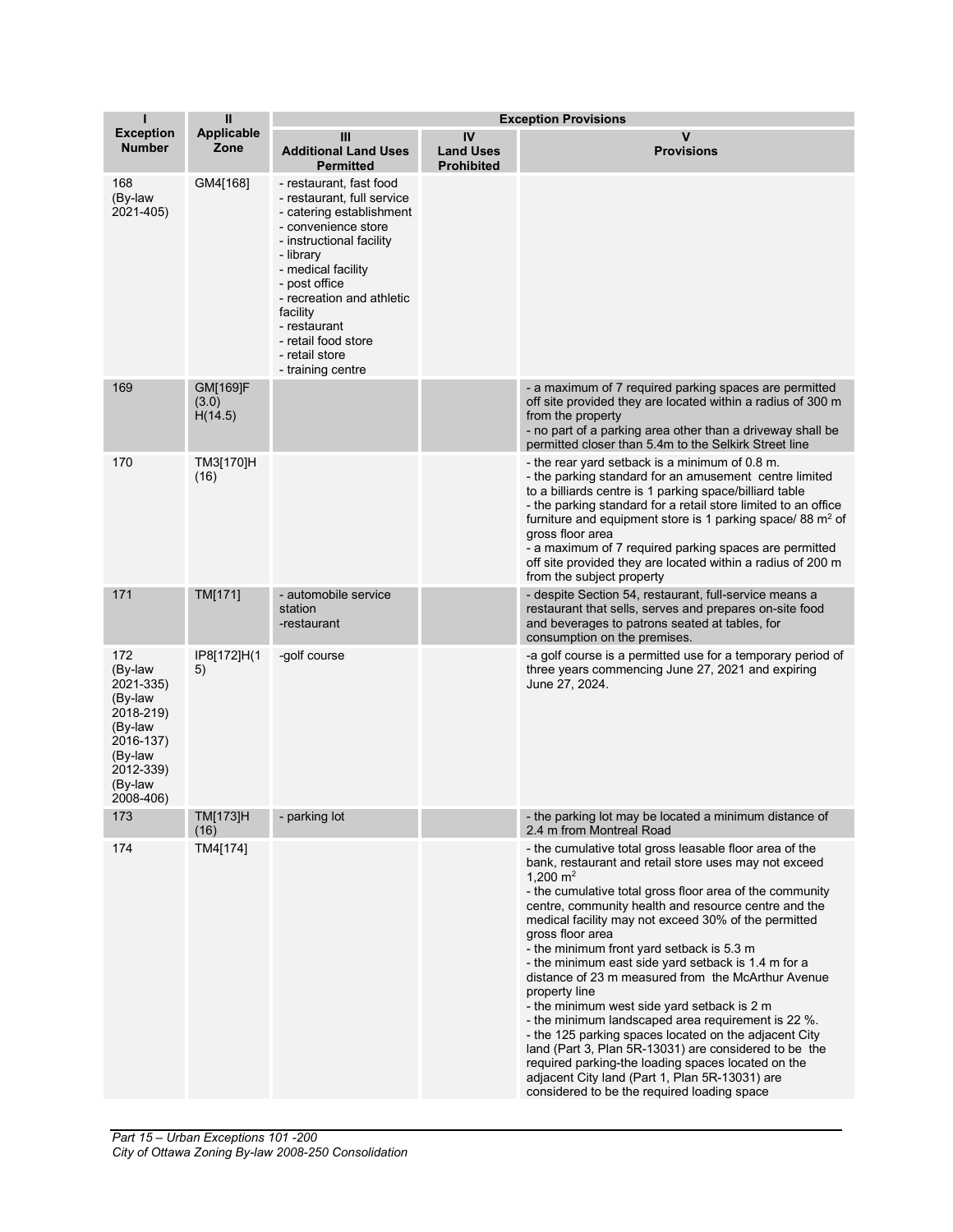| I | II | Exception Provisions | | |
|---|---|---|---|---|
| **Exception Number** | **Applicable Zone** | **III Additional Land Uses Permitted** | **IV Land Uses Prohibited** | **V Provisions** |
| 168 (By-law 2021-405) | GM4[168] | - restaurant, fast food<br>- restaurant, full service<br>- catering establishment<br>- convenience store<br>- instructional facility<br>- library<br>- medical facility<br>- post office<br>- recreation and athletic facility<br>- restaurant<br>- retail food store<br>- retail store<br>- training centre | | |
| 169 | GM[169]F (3.0) H(14.5) | | | - a maximum of 7 required parking spaces are permitted off site provided they are located within a radius of 300 m from the property<br>- no part of a parking area other than a driveway shall be permitted closer than 5.4m to the Selkirk Street line |
| 170 | TM3[170]H (16) | | | - the rear yard setback is a minimum of 0.8 m.<br>- the parking standard for an amusement centre limited to a billiards centre is 1 parking space/billiard table<br>- the parking standard for a retail store limited to an office furniture and equipment store is 1 parking space/ 88 m² of gross floor area<br>- a maximum of 7 required parking spaces are permitted off site provided they are located within a radius of 200 m from the subject property |
| 171 | TM[171] | - automobile service station<br>-restaurant | | - despite Section 54, restaurant, full-service means a restaurant that sells, serves and prepares on-site food and beverages to patrons seated at tables, for consumption on the premises. |
| 172 (By-law 2021-335) (By-law 2018-219) (By-law 2016-137) (By-law 2012-339) (By-law 2008-406) | IP8[172]H(15) | -golf course | | -a golf course is a permitted use for a temporary period of three years commencing June 27, 2021 and expiring June 27, 2024. |
| 173 | TM[173]H (16) | - parking lot | | - the parking lot may be located a minimum distance of 2.4 m from Montreal Road |
| 174 | TM4[174] | | | - the cumulative total gross leasable floor area of the bank, restaurant and retail store uses may not exceed 1,200 m²<br>- the cumulative total gross floor area of the community centre, community health and resource centre and the medical facility may not exceed 30% of the permitted gross floor area<br>- the minimum front yard setback is 5.3 m<br>- the minimum east side yard setback is 1.4 m for a distance of 23 m measured from the McArthur Avenue property line<br>- the minimum west side yard setback is 2 m<br>- the minimum landscaped area requirement is 22 %.<br>- the 125 parking spaces located on the adjacent City land (Part 3, Plan 5R-13031) are considered to be the required parking-the loading spaces located on the adjacent City land (Part 1, Plan 5R-13031) are considered to be the required loading space |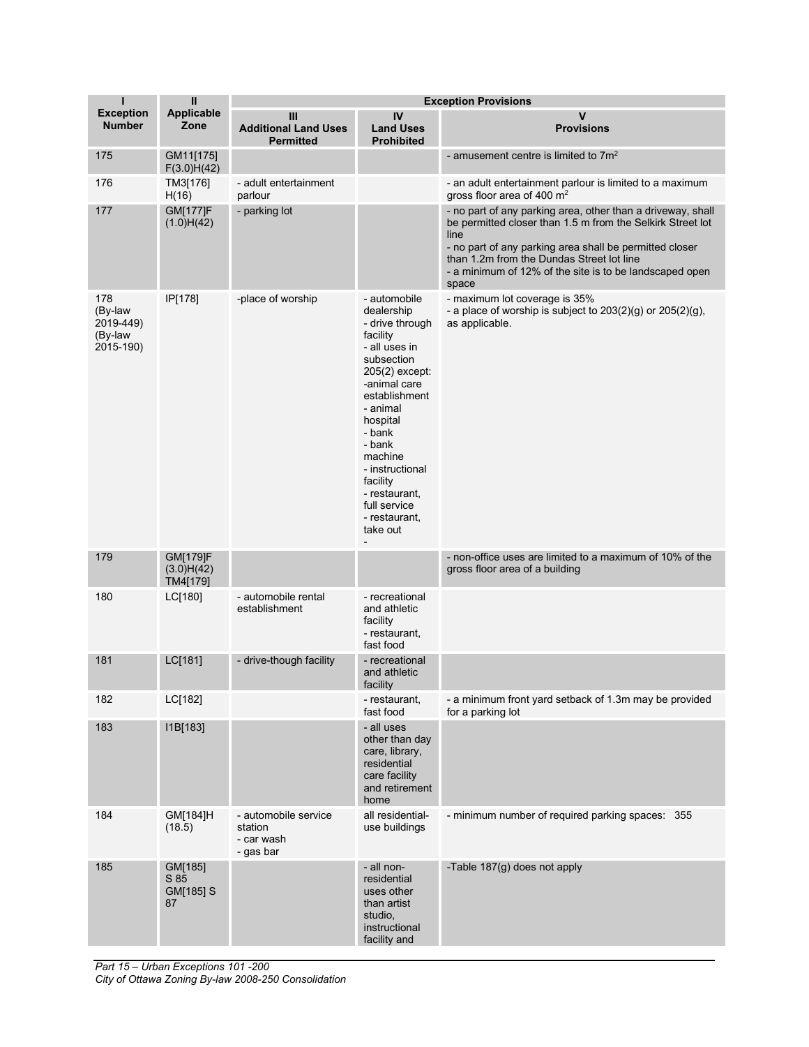| I<br>Exception Number | II<br>Applicable Zone | Exception Provisions | | |
|---|---|---|---|---|
| | | III<br>Additional Land Uses Permitted | IV<br>Land Uses Prohibited | V<br>Provisions |
| 175 | GM11[175] F(3.0)H(42) | | | - amusement centre is limited to 7m$^2$ |
| 176 | TM3[176] H(16) | - adult entertainment parlour | | - an adult entertainment parlour is limited to a maximum gross floor area of 400 m$^2$ |
| 177 | GM[177]F (1.0)H(42) | - parking lot | | - no part of any parking area, other than a driveway, shall be permitted closer than 1.5 m from the Selkirk Street lot line<br>- no part of any parking area shall be permitted closer than 1.2m from the Dundas Street lot line<br>- a minimum of 12% of the site is to be landscaped open space |
| 178 (By-law 2019-449) (By-law 2015-190) | IP[178] | -place of worship | - automobile dealership<br>- drive through facility<br>- all uses in subsection 205(2) except:<br>-animal care establishment<br>- animal hospital<br>- bank<br>- bank machine<br>- instructional facility<br>- restaurant, full service<br>- restaurant, take out<br>- | - maximum lot coverage is 35%<br>- a place of worship is subject to 203(2)(g) or 205(2)(g), as applicable. |
| 179 | GM[179]F (3.0)H(42) TM4[179] | | | - non-office uses are limited to a maximum of 10% of the gross floor area of a building |
| 180 | LC[180] | - automobile rental establishment | - recreational and athletic facility<br>- restaurant, fast food | |
| 181 | LC[181] | - drive-though facility | - recreational and athletic facility | |
| 182 | LC[182] | | - restaurant, fast food | - a minimum front yard setback of 1.3m may be provided for a parking lot |
| 183 | I1B[183] | | - all uses other than day care, library, residential care facility and retirement home | |
| 184 | GM[184]H (18.5) | - automobile service station<br>- car wash<br>- gas bar | all residential-use buildings | - minimum number of required parking spaces: 355 |
| 185 | GM[185] S 85<br>GM[185] S 87 | | - all non-residential uses other than artist studio, instructional facility and | -Table 187(g) does not apply |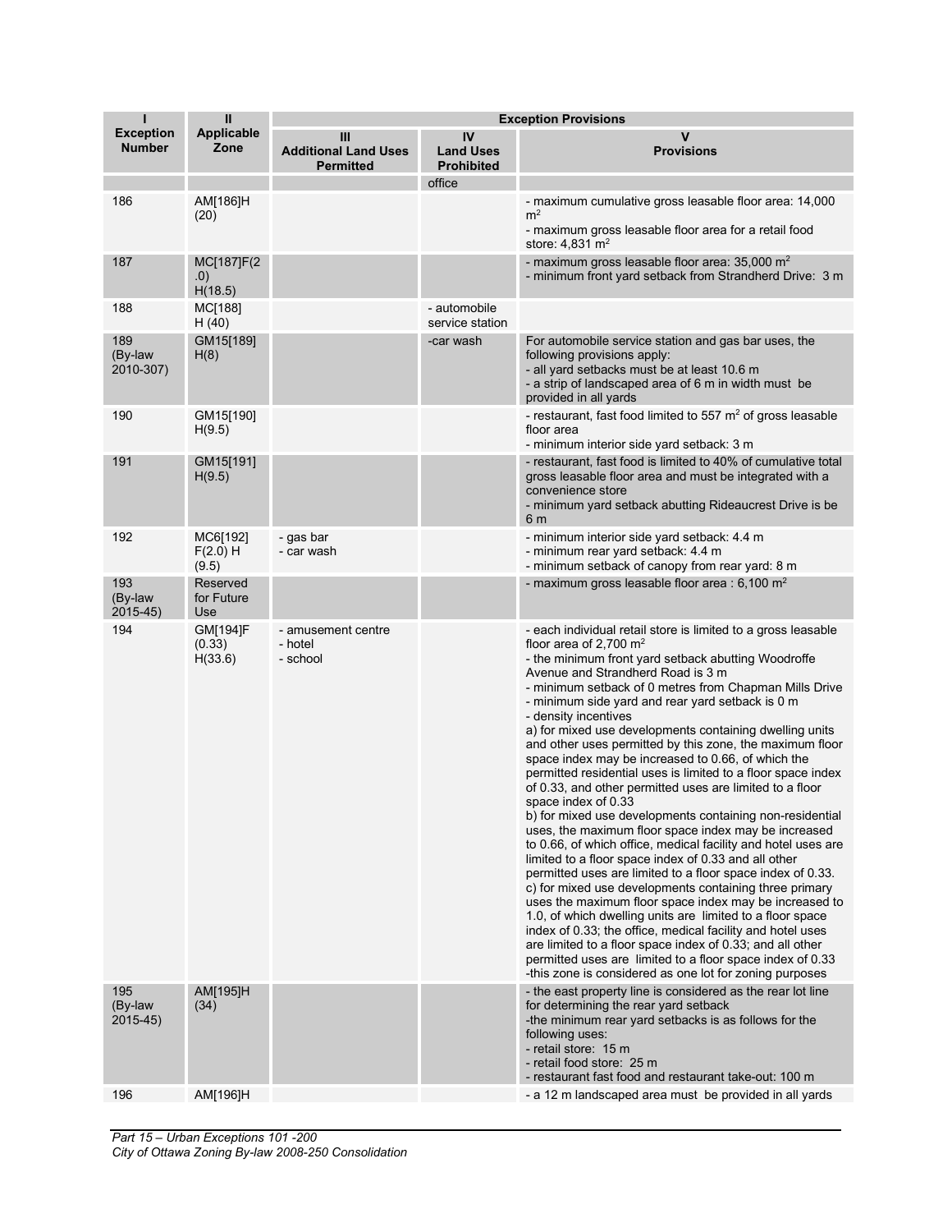| I<br>Exception Number | II<br>Applicable Zone | Exception Provisions | | |
|---|---|---|---|---|
| | | III<br>Additional Land Uses Permitted | IV<br>Land Uses Prohibited | V<br>Provisions |
| | | | office | |
| 186 | AM[186]H (20) | | | - maximum cumulative gross leasable floor area: 14,000 m$^2$<br>- maximum gross leasable floor area for a retail food store: 4,831 m$^2$ |
| 187 | MC[187]F(2.0) H(18.5) | | | - maximum gross leasable floor area: 35,000 m$^2$<br>- minimum front yard setback from Strandherd Drive: 3 m |
| 188 | MC[188] H (40) | | - automobile service station | |
| 189 (By-law 2010-307) | GM15[189] H(8) | | -car wash | For automobile service station and gas bar uses, the following provisions apply:<br>- all yard setbacks must be at least 10.6 m<br>- a strip of landscaped area of 6 m in width must be provided in all yards |
| 190 | GM15[190] H(9.5) | | | - restaurant, fast food limited to 557 m$^2$ of gross leasable floor area<br>- minimum interior side yard setback: 3 m |
| 191 | GM15[191] H(9.5) | | | - restaurant, fast food is limited to 40% of cumulative total gross leasable floor area and must be integrated with a convenience store<br>- minimum yard setback abutting Rideaucrest Drive is be 6 m |
| 192 | MC6[192] F(2.0) H (9.5) | - gas bar<br>- car wash | | - minimum interior side yard setback: 4.4 m<br>- minimum rear yard setback: 4.4 m<br>- minimum setback of canopy from rear yard: 8 m |
| 193 (By-law 2015-45) | Reserved for Future Use | | | - maximum gross leasable floor area : 6,100 m$^2$ |
| 194 | GM[194]F (0.33) H(33.6) | - amusement centre<br>- hotel<br>- school | | - each individual retail store is limited to a gross leasable floor area of 2,700 m$^2$<br>- the minimum front yard setback abutting Woodroffe Avenue and Strandherd Road is 3 m<br>- minimum setback of 0 metres from Chapman Mills Drive<br>- minimum side yard and rear yard setback is 0 m<br>- density incentives<br>a) for mixed use developments containing dwelling units and other uses permitted by this zone, the maximum floor space index may be increased to 0.66, of which the permitted residential uses is limited to a floor space index of 0.33, and other permitted uses are limited to a floor space index of 0.33<br>b) for mixed use developments containing non-residential uses, the maximum floor space index may be increased to 0.66, of which office, medical facility and hotel uses are limited to a floor space index of 0.33 and all other permitted uses are limited to a floor space index of 0.33.<br>c) for mixed use developments containing three primary uses the maximum floor space index may be increased to 1.0, of which dwelling units are limited to a floor space index of 0.33; the office, medical facility and hotel uses are limited to a floor space index of 0.33; and all other permitted uses are limited to a floor space index of 0.33<br>-this zone is considered as one lot for zoning purposes |
| 195 (By-law 2015-45) | AM[195]H (34) | | | - the east property line is considered as the rear lot line for determining the rear yard setback<br>-the minimum rear yard setbacks is as follows for the following uses:<br>- retail store: 15 m<br>- retail food store: 25 m<br>- restaurant fast food and restaurant take-out: 100 m |
| 196 | AM[196]H | | | - a 12 m landscaped area must be provided in all yards |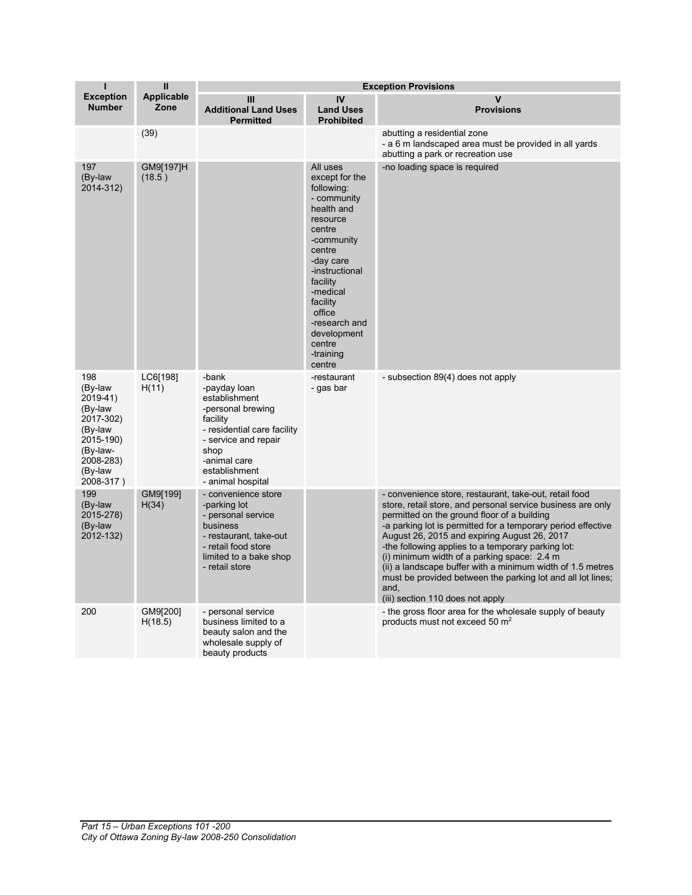| I<br>Exception Number | II<br>Applicable Zone | Exception Provisions | | |
|---|---|---|---|---|
| | | III<br>Additional Land Uses Permitted | IV<br>Land Uses Prohibited | V<br>Provisions |
| | (39) | | | abutting a residential zone<br>- a 6 m landscaped area must be provided in all yards abutting a park or recreation use |
| 197<br>(By-law 2014-312) | GM9[197]H (18.5 ) | | All uses except for the following:<br>- community health and resource centre<br>-community centre<br>-day care<br>-instructional facility<br>-medical facility<br>office<br>-research and development centre<br>-training centre | -no loading space is required |
| 198<br>(By-law 2019-41)<br>(By-law 2017-302)<br>(By-law 2015-190)<br>(By-law-2008-283)<br>(By-law 2008-317 ) | LC6[198] H(11) | -bank<br>-payday loan establishment<br>-personal brewing facility<br>- residential care facility<br>- service and repair shop<br>-animal care establishment<br>- animal hospital | -restaurant<br>- gas bar | - subsection 89(4) does not apply |
| 199<br>(By-law 2015-278)<br>(By-law 2012-132) | GM9[199] H(34) | - convenience store<br>-parking lot<br>- personal service business<br>- restaurant, take-out<br>- retail food store limited to a bake shop<br>- retail store | | - convenience store, restaurant, take-out, retail food store, retail store, and personal service business are only permitted on the ground floor of a building<br>-a parking lot is permitted for a temporary period effective August 26, 2015 and expiring August 26, 2017<br>-the following applies to a temporary parking lot:<br>(i) minimum width of a parking space: 2.4 m<br>(ii) a landscape buffer with a minimum width of 1.5 metres must be provided between the parking lot and all lot lines; and,<br>(iii) section 110 does not apply |
| 200 | GM9[200] H(18.5) | - personal service business limited to a beauty salon and the wholesale supply of beauty products | | - the gross floor area for the wholesale supply of beauty products must not exceed 50 m$^2$ |